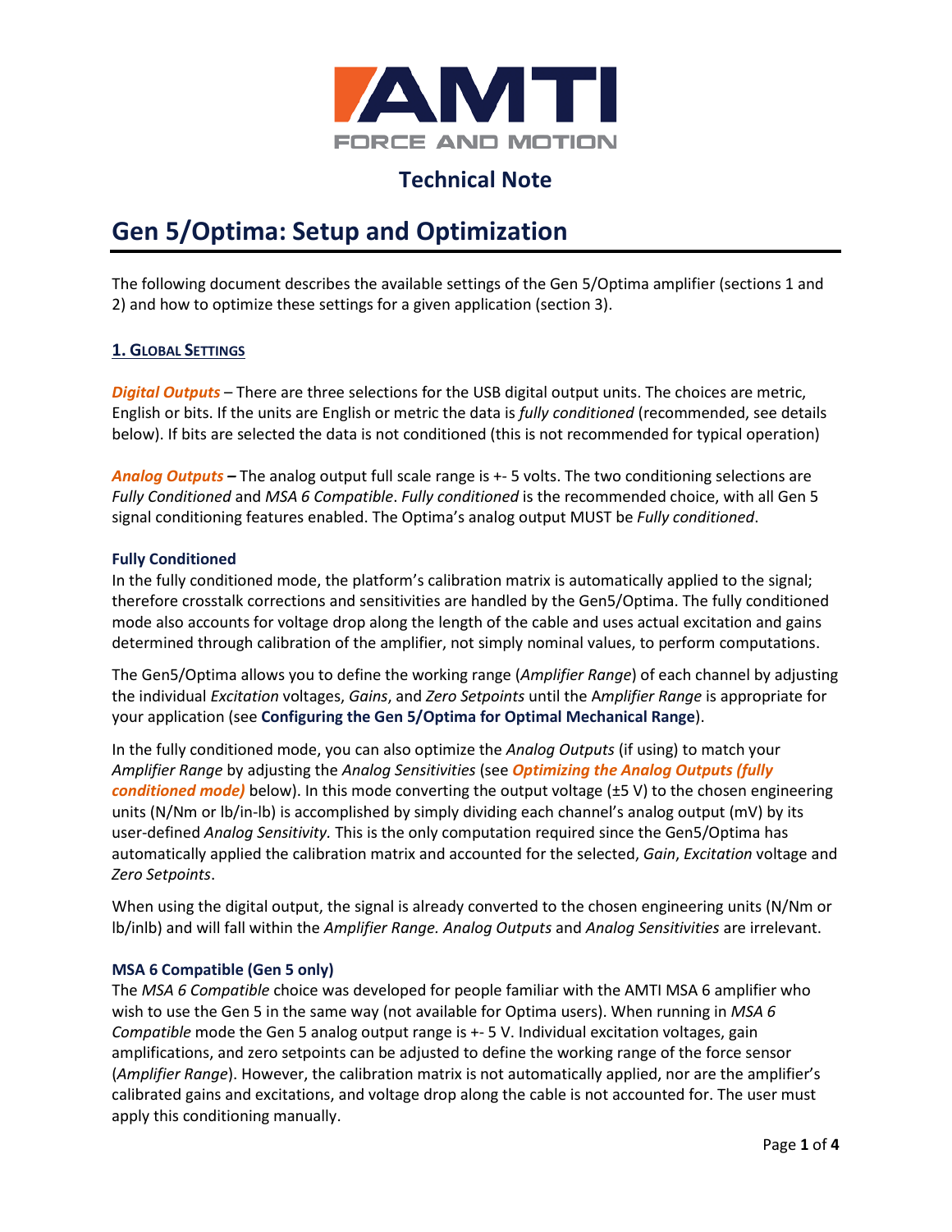AMTI

FORCE AND MOTION

## Technical Note

# Gen 5/Optima: Setup and Optimization

The following document describes the available settings of the Gen 5/Optima amplifier (sections 1 and 2) and how to optimize these settings for a given application (section 3).

## 1. Global Settings

***Digital Outputs*** – There are three selections for the USB digital output units. The choices are metric, English or bits. If the units are English or metric the data is *fully conditioned* (recommended, see details below). If bits are selected the data is not conditioned (this is not recommended for typical operation)

***Analog Outputs*** **–** The analog output full scale range is +- 5 volts. The two conditioning selections are *Fully Conditioned* and *MSA 6 Compatible*. *Fully conditioned* is the recommended choice, with all Gen 5 signal conditioning features enabled. The Optima's analog output MUST be *Fully conditioned*.

### Fully Conditioned

In the fully conditioned mode, the platform's calibration matrix is automatically applied to the signal; therefore crosstalk corrections and sensitivities are handled by the Gen5/Optima. The fully conditioned mode also accounts for voltage drop along the length of the cable and uses actual excitation and gains determined through calibration of the amplifier, not simply nominal values, to perform computations.

The Gen5/Optima allows you to define the working range (*Amplifier Range*) of each channel by adjusting the individual *Excitation* voltages, *Gains*, and *Zero Setpoints* until the A*mplifier Range* is appropriate for your application (see **Configuring the Gen 5/Optima for Optimal Mechanical Range**).

In the fully conditioned mode, you can also optimize the *Analog Outputs* (if using) to match your *Amplifier Range* by adjusting the *Analog Sensitivities* (see ***Optimizing the Analog Outputs (fully conditioned mode)*** below). In this mode converting the output voltage (±5 V) to the chosen engineering units (N/Nm or lb/in-lb) is accomplished by simply dividing each channel's analog output (mV) by its user-defined *Analog Sensitivity.* This is the only computation required since the Gen5/Optima has automatically applied the calibration matrix and accounted for the selected, *Gain*, *Excitation* voltage and *Zero Setpoints*.

When using the digital output, the signal is already converted to the chosen engineering units (N/Nm or lb/inlb) and will fall within the *Amplifier Range. Analog Outputs* and *Analog Sensitivities* are irrelevant.

### MSA 6 Compatible (Gen 5 only)

The *MSA 6 Compatible* choice was developed for people familiar with the AMTI MSA 6 amplifier who wish to use the Gen 5 in the same way (not available for Optima users). When running in *MSA 6 Compatible* mode the Gen 5 analog output range is +- 5 V. Individual excitation voltages, gain amplifications, and zero setpoints can be adjusted to define the working range of the force sensor (*Amplifier Range*). However, the calibration matrix is not automatically applied, nor are the amplifier's calibrated gains and excitations, and voltage drop along the cable is not accounted for. The user must apply this conditioning manually.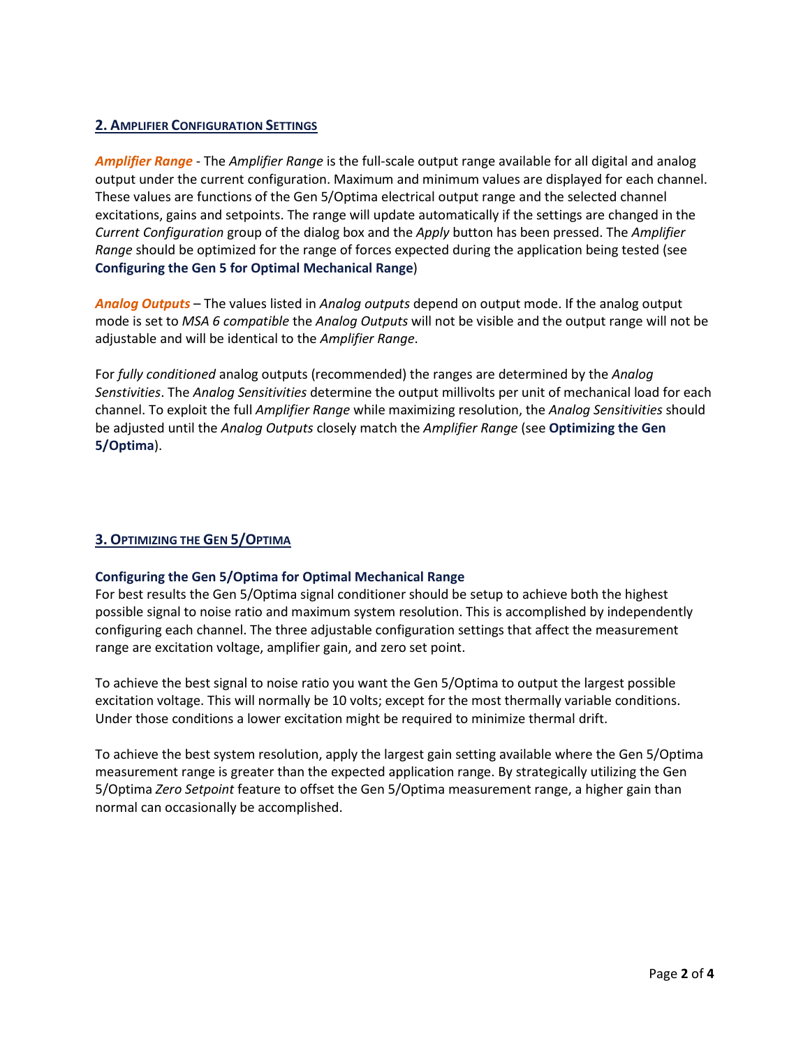## 2. Amplifier Configuration Settings

***Amplifier Range*** - The *Amplifier Range* is the full-scale output range available for all digital and analog output under the current configuration. Maximum and minimum values are displayed for each channel. These values are functions of the Gen 5/Optima electrical output range and the selected channel excitations, gains and setpoints. The range will update automatically if the settings are changed in the *Current Configuration* group of the dialog box and the *Apply* button has been pressed. The *Amplifier Range* should be optimized for the range of forces expected during the application being tested (see **Configuring the Gen 5 for Optimal Mechanical Range**)

***Analog Outputs*** – The values listed in *Analog outputs* depend on output mode. If the analog output mode is set to *MSA 6 compatible* the *Analog Outputs* will not be visible and the output range will not be adjustable and will be identical to the *Amplifier Range*.

For *fully conditioned* analog outputs (recommended) the ranges are determined by the *Analog Senstivities*. The *Analog Sensitivities* determine the output millivolts per unit of mechanical load for each channel. To exploit the full *Amplifier Range* while maximizing resolution, the *Analog Sensitivities* should be adjusted until the *Analog Outputs* closely match the *Amplifier Range* (see **Optimizing the Gen 5/Optima**).

## 3. Optimizing the Gen 5/Optima

### Configuring the Gen 5/Optima for Optimal Mechanical Range

For best results the Gen 5/Optima signal conditioner should be setup to achieve both the highest possible signal to noise ratio and maximum system resolution. This is accomplished by independently configuring each channel. The three adjustable configuration settings that affect the measurement range are excitation voltage, amplifier gain, and zero set point.

To achieve the best signal to noise ratio you want the Gen 5/Optima to output the largest possible excitation voltage. This will normally be 10 volts; except for the most thermally variable conditions. Under those conditions a lower excitation might be required to minimize thermal drift.

To achieve the best system resolution, apply the largest gain setting available where the Gen 5/Optima measurement range is greater than the expected application range. By strategically utilizing the Gen 5/Optima *Zero Setpoint* feature to offset the Gen 5/Optima measurement range, a higher gain than normal can occasionally be accomplished.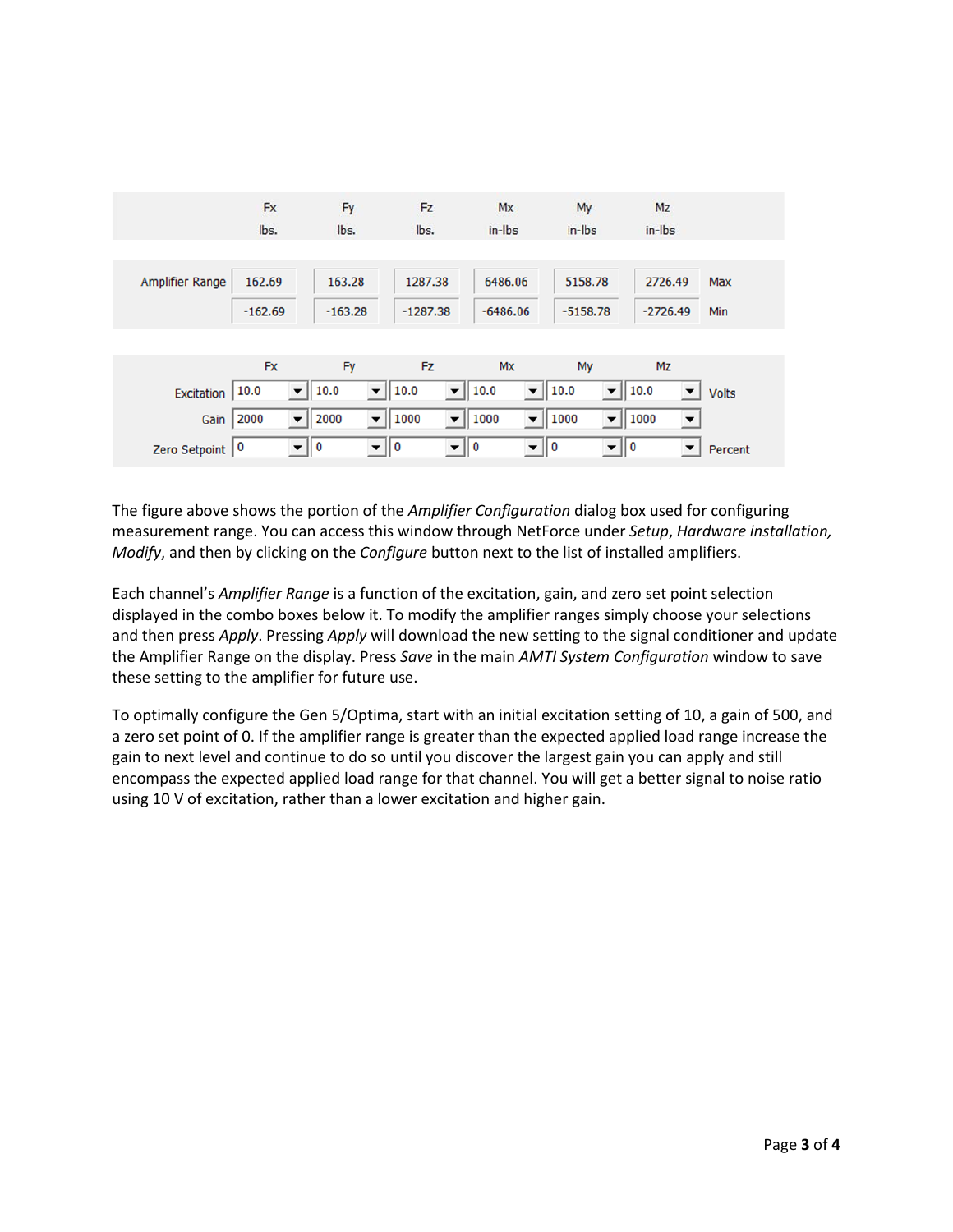| | Fx | Fy | Fz | Mx | My | Mz | |
|---|---|---|---|---|---|---|---|
| | lbs. | lbs. | lbs. | in-lbs | in-lbs | in-lbs | |
| Amplifier Range | 162.69 | 163.28 | 1287.38 | 6486.06 | 5158.78 | 2726.49 | Max |
| | -162.69 | -163.28 | -1287.38 | -6486.06 | -5158.78 | -2726.49 | Min |

| | Fx | Fy | Fz | Mx | My | Mz | |
|---|---|---|---|---|---|---|---|
| Excitation | 10.0 | 10.0 | 10.0 | 10.0 | 10.0 | 10.0 | Volts |
| Gain | 2000 | 2000 | 1000 | 1000 | 1000 | 1000 | |
| Zero Setpoint | 0 | 0 | 0 | 0 | 0 | 0 | Percent |

The figure above shows the portion of the *Amplifier Configuration* dialog box used for configuring measurement range. You can access this window through NetForce under *Setup*, *Hardware installation, Modify*, and then by clicking on the *Configure* button next to the list of installed amplifiers.

Each channel's *Amplifier Range* is a function of the excitation, gain, and zero set point selection displayed in the combo boxes below it. To modify the amplifier ranges simply choose your selections and then press *Apply*. Pressing *Apply* will download the new setting to the signal conditioner and update the Amplifier Range on the display. Press *Save* in the main *AMTI System Configuration* window to save these setting to the amplifier for future use.

To optimally configure the Gen 5/Optima, start with an initial excitation setting of 10, a gain of 500, and a zero set point of 0. If the amplifier range is greater than the expected applied load range increase the gain to next level and continue to do so until you discover the largest gain you can apply and still encompass the expected applied load range for that channel. You will get a better signal to noise ratio using 10 V of excitation, rather than a lower excitation and higher gain.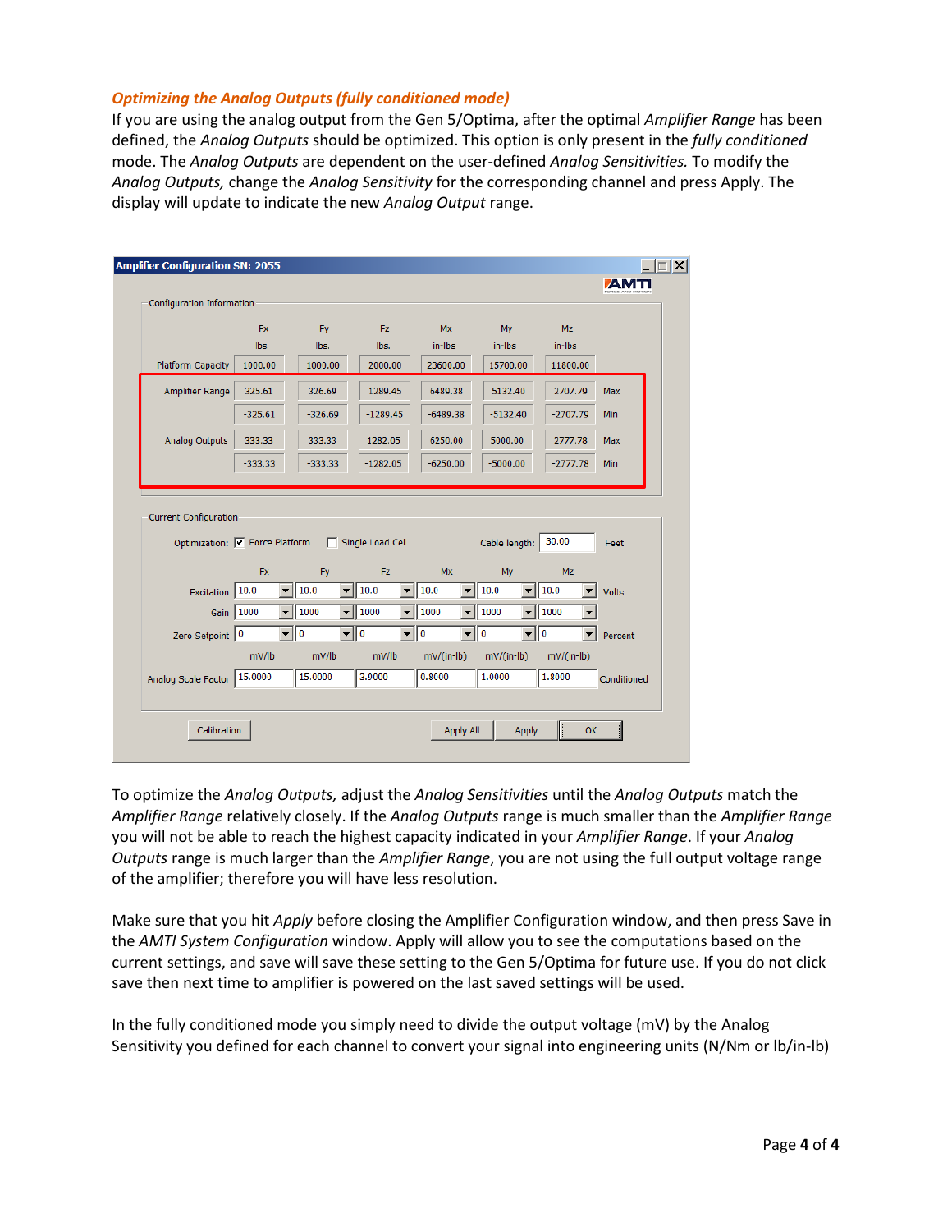### *Optimizing the Analog Outputs (fully conditioned mode)*

If you are using the analog output from the Gen 5/Optima, after the optimal *Amplifier Range* has been defined, the *Analog Outputs* should be optimized. This option is only present in the *fully conditioned* mode. The *Analog Outputs* are dependent on the user-defined *Analog Sensitivities.* To modify the *Analog Outputs,* change the *Analog Sensitivity* for the corresponding channel and press Apply. The display will update to indicate the new *Analog Output* range.

**Amplifier Configuration SN: 2055**

Configuration Information

| | Fx | Fy | Fz | Mx | My | Mz | |
|---|---|---|---|---|---|---|---|
| | lbs. | lbs. | lbs. | in-lbs | in-lbs | in-lbs | |
| Platform Capacity | 1000.00 | 1000.00 | 2000.00 | 23600.00 | 15700.00 | 11800.00 | |
| Amplifier Range | 325.61 | 326.69 | 1289.45 | 6489.38 | 5132.40 | 2707.79 | Max |
| | -325.61 | -326.69 | -1289.45 | -6489.38 | -5132.40 | -2707.79 | Min |
| Analog Outputs | 333.33 | 333.33 | 1282.05 | 6250.00 | 5000.00 | 2777.78 | Max |
| | -333.33 | -333.33 | -1282.05 | -6250.00 | -5000.00 | -2777.78 | Min |

Current Configuration

Optimization: ☑ Force Platform ☐ Single Load Cel Cable length: 30.00 Feet

| | Fx | Fy | Fz | Mx | My | Mz | |
|---|---|---|---|---|---|---|---|
| Excitation | 10.0 | 10.0 | 10.0 | 10.0 | 10.0 | 10.0 | Volts |
| Gain | 1000 | 1000 | 1000 | 1000 | 1000 | 1000 | |
| Zero Setpoint | 0 | 0 | 0 | 0 | 0 | 0 | Percent |
| | mV/lb | mV/lb | mV/lb | mV/(in-lb) | mV/(in-lb) | mV/(in-lb) | |
| Analog Scale Factor | 15.0000 | 15.0000 | 3.9000 | 0.8000 | 1.0000 | 1.8000 | Conditioned |

Calibration | Apply All | Apply | OK

To optimize the *Analog Outputs,* adjust the *Analog Sensitivities* until the *Analog Outputs* match the *Amplifier Range* relatively closely. If the *Analog Outputs* range is much smaller than the *Amplifier Range* you will not be able to reach the highest capacity indicated in your *Amplifier Range*. If your *Analog Outputs* range is much larger than the *Amplifier Range*, you are not using the full output voltage range of the amplifier; therefore you will have less resolution.

Make sure that you hit *Apply* before closing the Amplifier Configuration window, and then press Save in the *AMTI System Configuration* window. Apply will allow you to see the computations based on the current settings, and save will save these setting to the Gen 5/Optima for future use. If you do not click save then next time to amplifier is powered on the last saved settings will be used.

In the fully conditioned mode you simply need to divide the output voltage (mV) by the Analog Sensitivity you defined for each channel to convert your signal into engineering units (N/Nm or lb/in-lb)